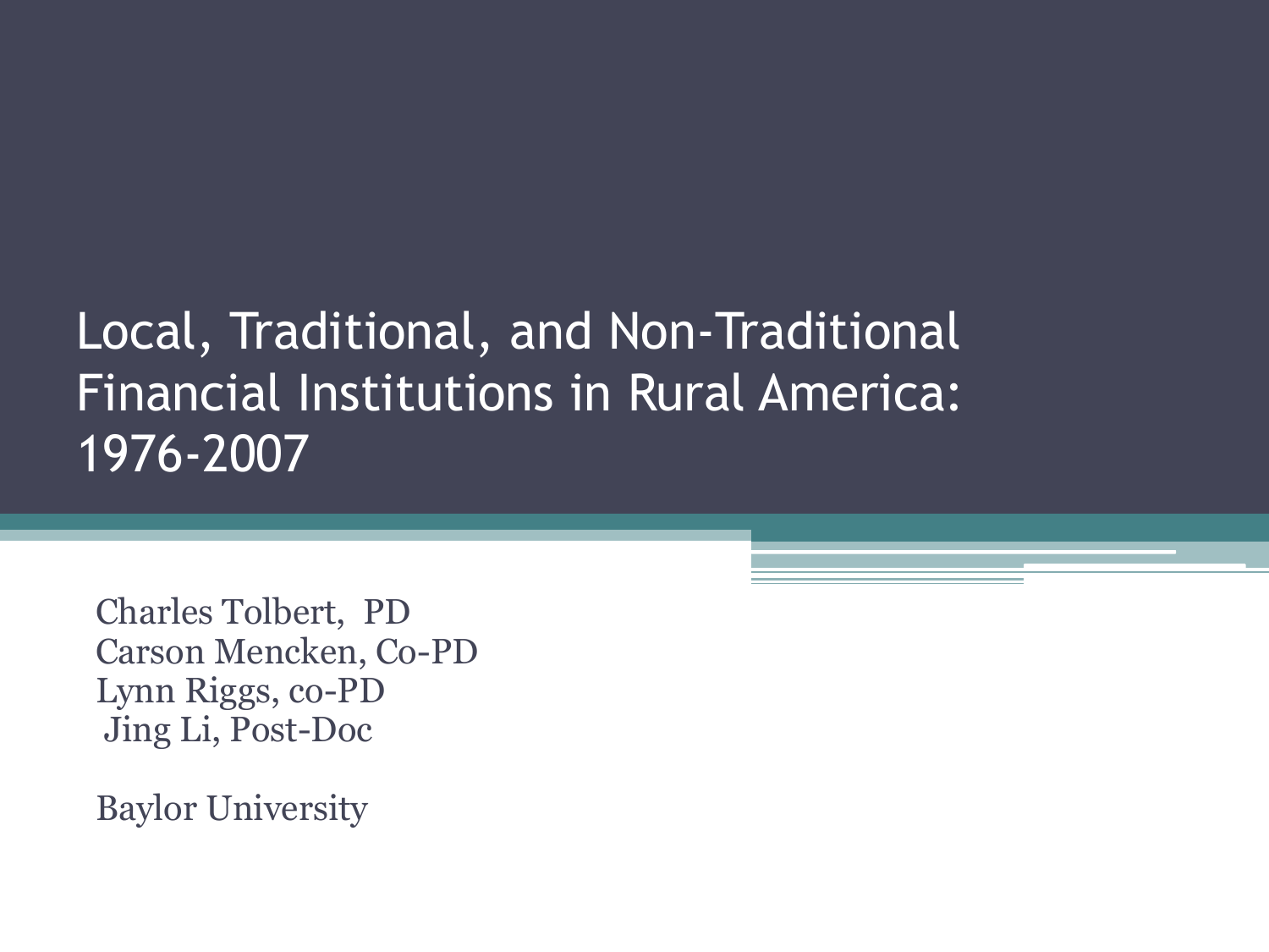# Local, Traditional, and Non-Traditional Financial Institutions in Rural America: 1976-2007

Charles Tolbert, PD
Carson Mencken, Co-PD
Lynn Riggs, co-PD
Jing Li, Post-Doc

Baylor University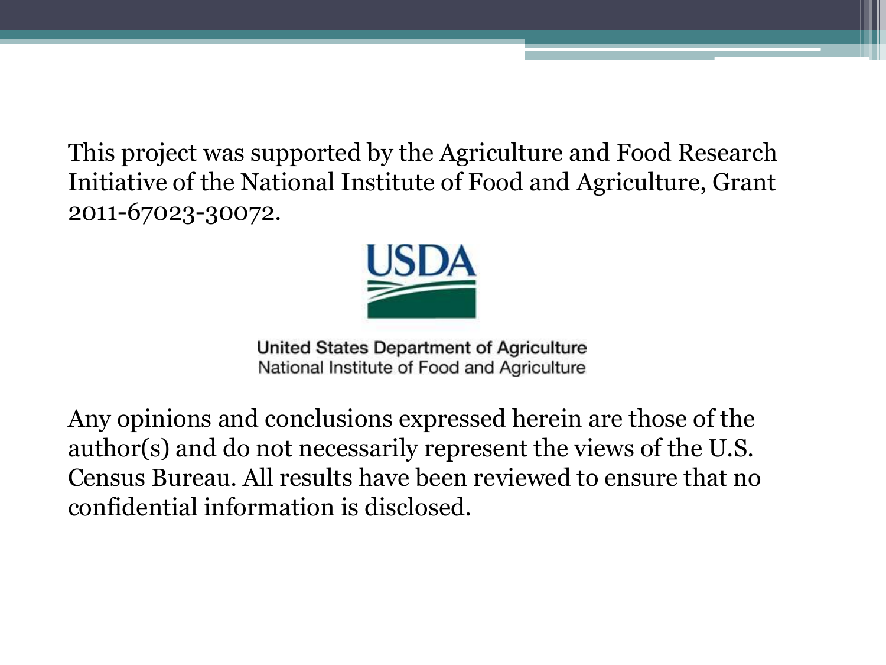This project was supported by the Agriculture and Food Research Initiative of the National Institute of Food and Agriculture, Grant 2011-67023-30072.

USDA

United States Department of Agriculture
National Institute of Food and Agriculture

Any opinions and conclusions expressed herein are those of the author(s) and do not necessarily represent the views of the U.S. Census Bureau. All results have been reviewed to ensure that no confidential information is disclosed.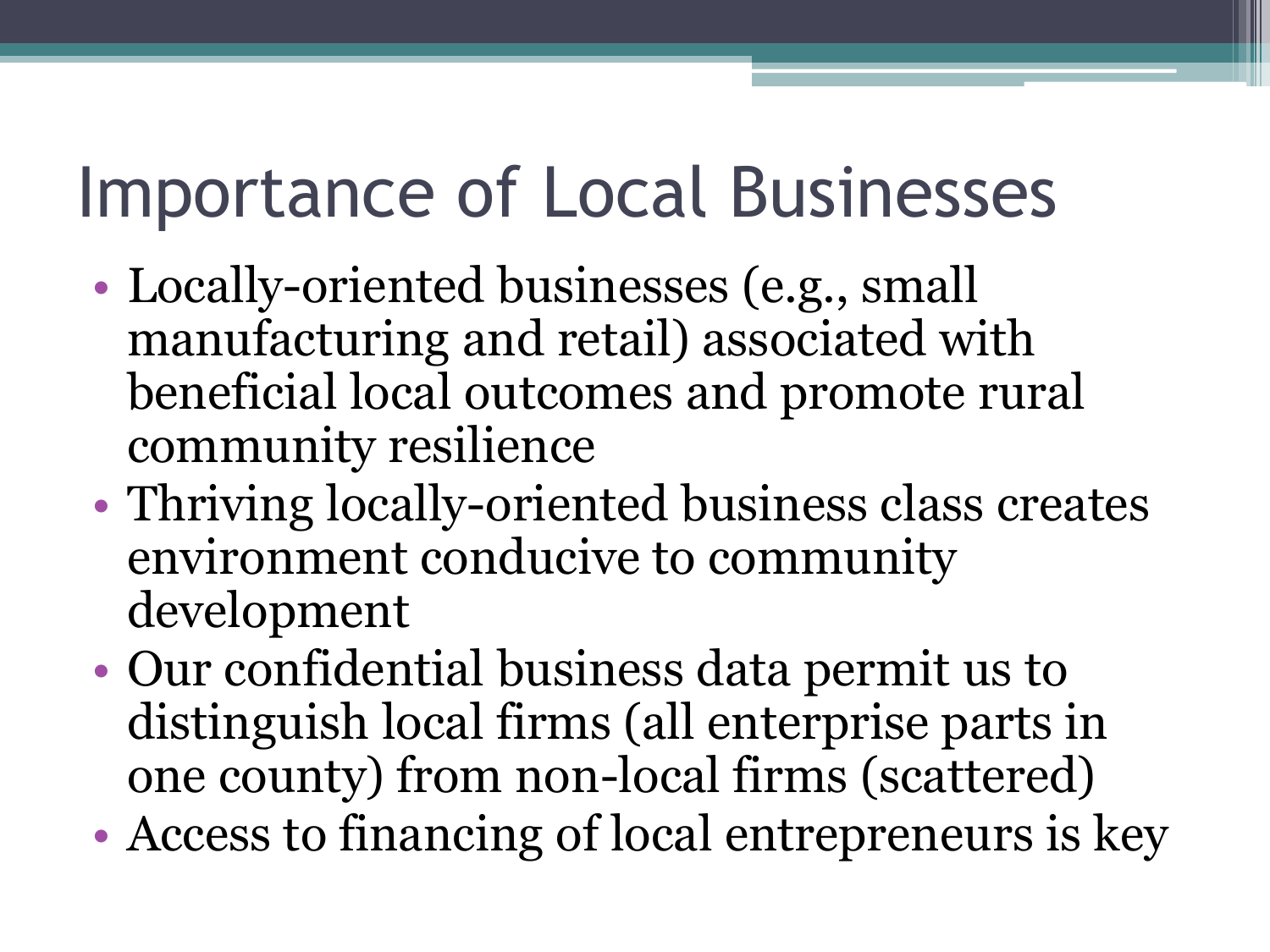# Importance of Local Businesses

- Locally-oriented businesses (e.g., small manufacturing and retail) associated with beneficial local outcomes and promote rural community resilience
- Thriving locally-oriented business class creates environment conducive to community development
- Our confidential business data permit us to distinguish local firms (all enterprise parts in one county) from non-local firms (scattered)
- Access to financing of local entrepreneurs is key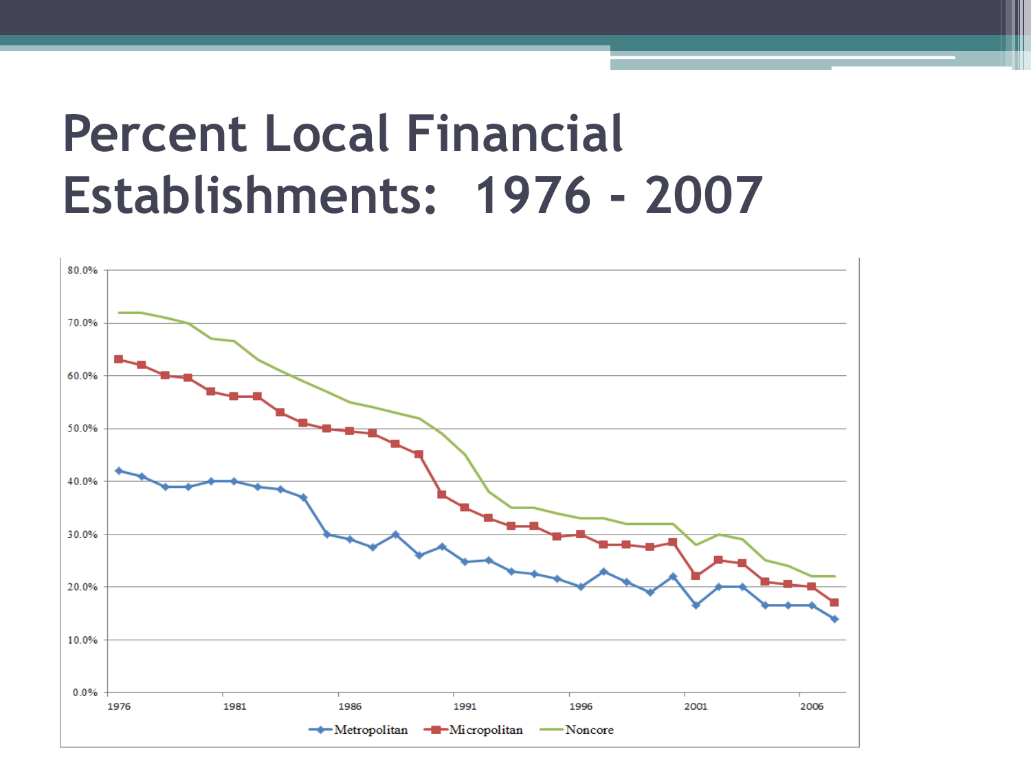# Percent Local Financial Establishments: 1976 - 2007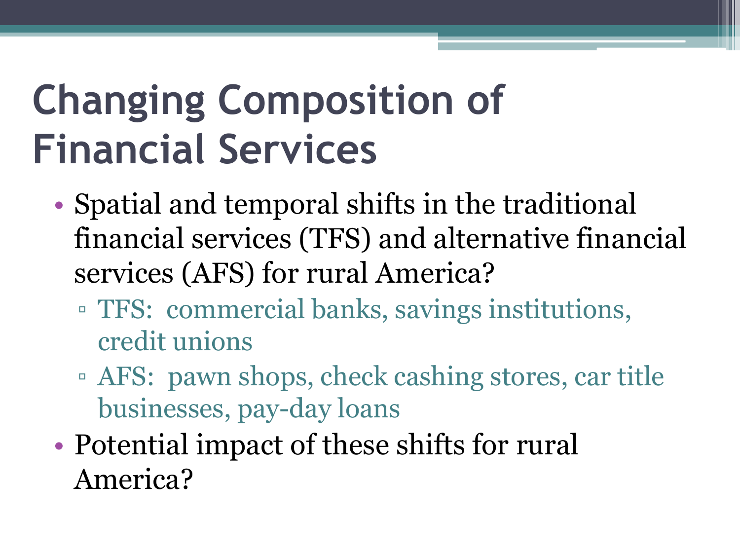# Changing Composition of Financial Services

- Spatial and temporal shifts in the traditional financial services (TFS) and alternative financial services (AFS) for rural America?
  - TFS: commercial banks, savings institutions, credit unions
  - AFS: pawn shops, check cashing stores, car title businesses, pay-day loans
- Potential impact of these shifts for rural America?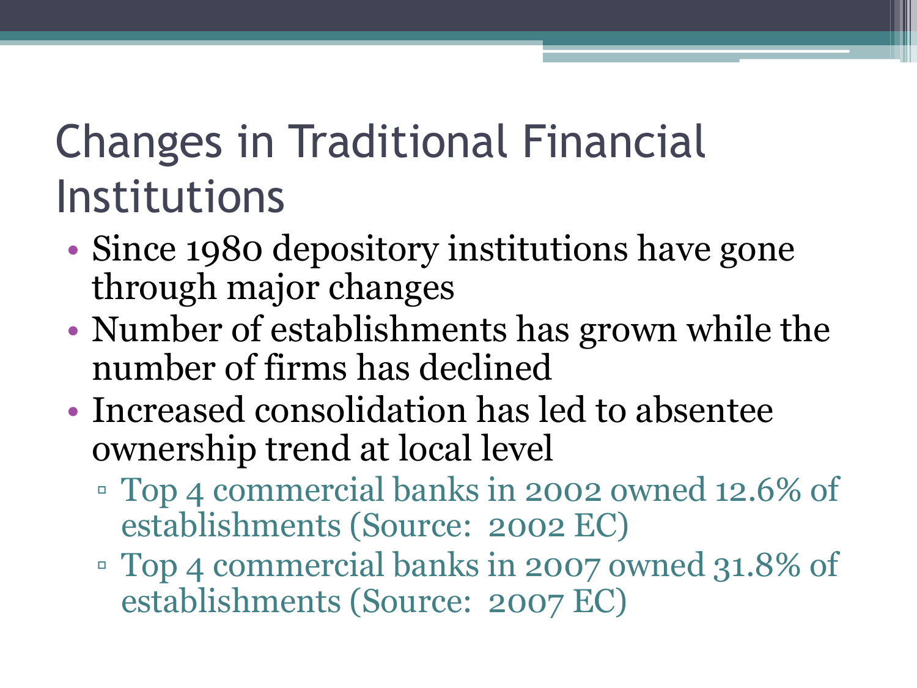# Changes in Traditional Financial Institutions

- Since 1980 depository institutions have gone through major changes
- Number of establishments has grown while the number of firms has declined
- Increased consolidation has led to absentee ownership trend at local level
  - Top 4 commercial banks in 2002 owned 12.6% of establishments (Source: 2002 EC)
  - Top 4 commercial banks in 2007 owned 31.8% of establishments (Source: 2007 EC)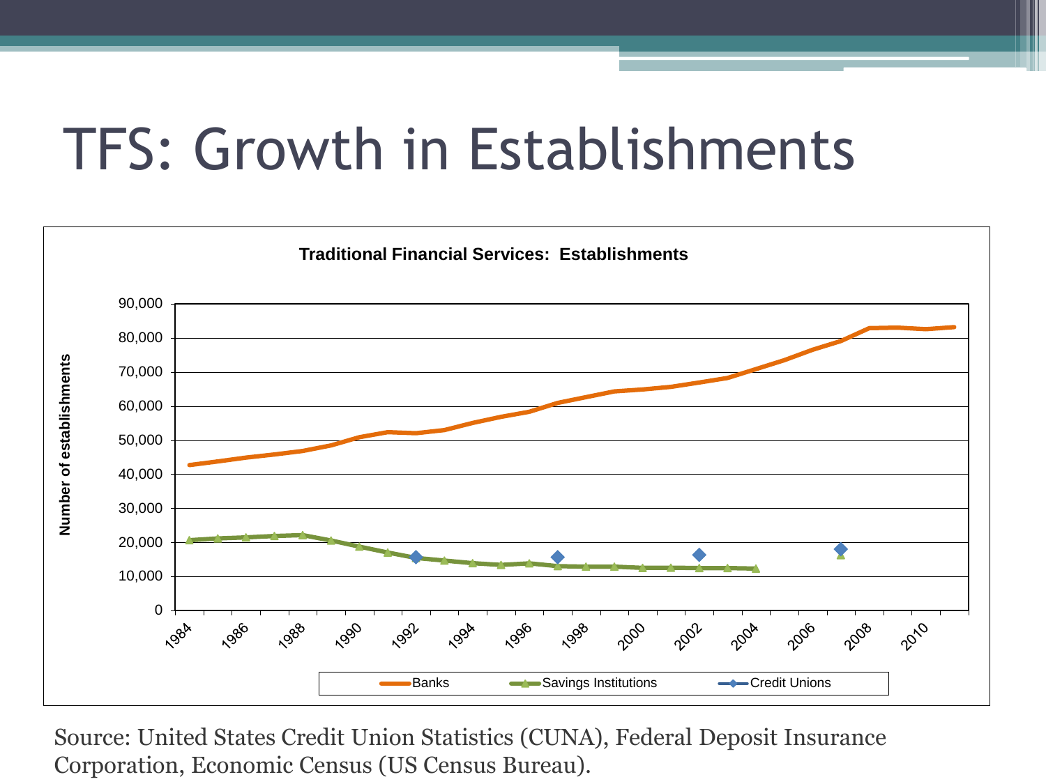# TFS: Growth in Establishments

**Traditional Financial Services: Establishments**

Source: United States Credit Union Statistics (CUNA), Federal Deposit Insurance Corporation, Economic Census (US Census Bureau).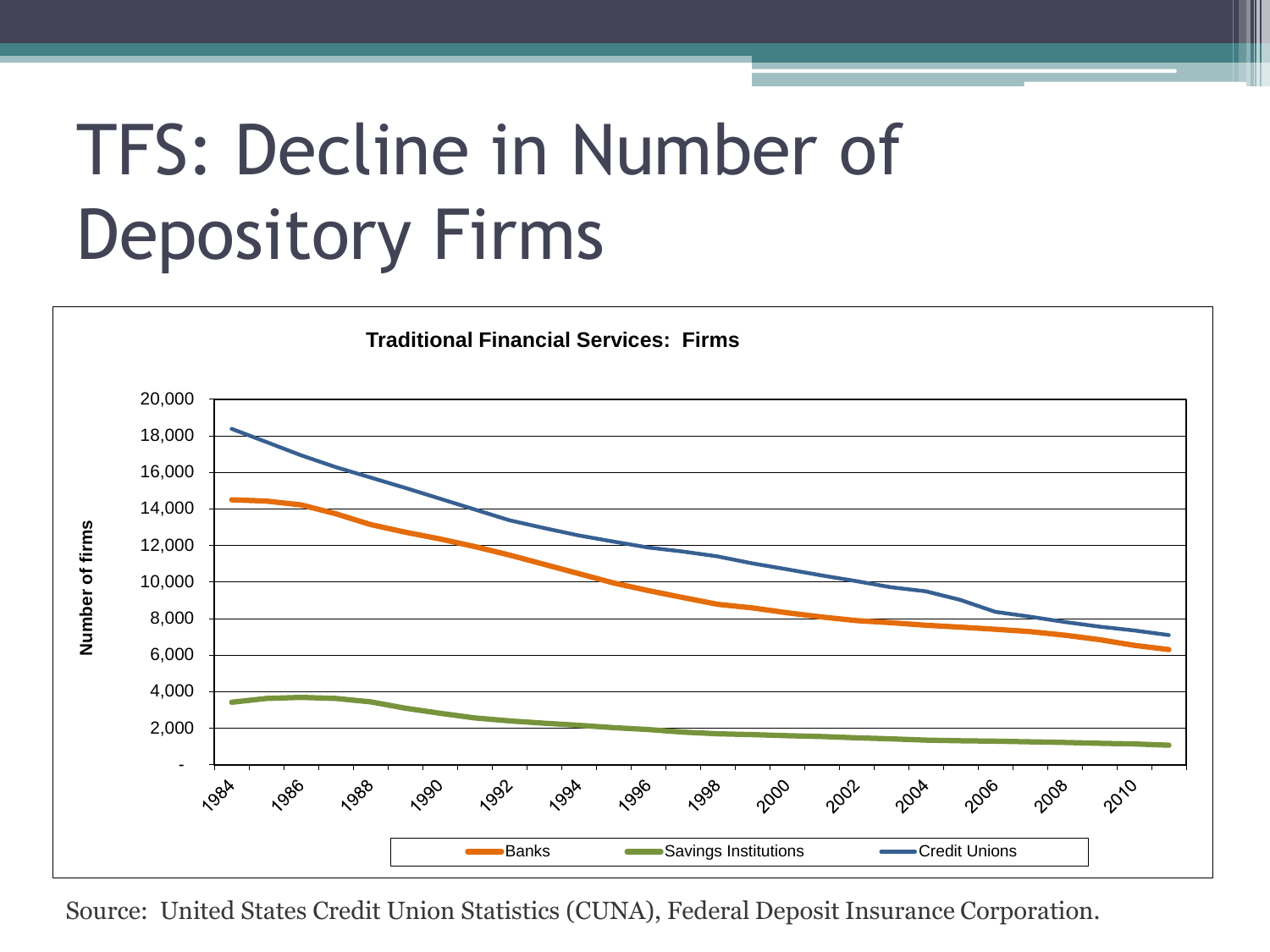# TFS: Decline in Number of Depository Firms

**Traditional Financial Services: Firms**

Source: United States Credit Union Statistics (CUNA), Federal Deposit Insurance Corporation.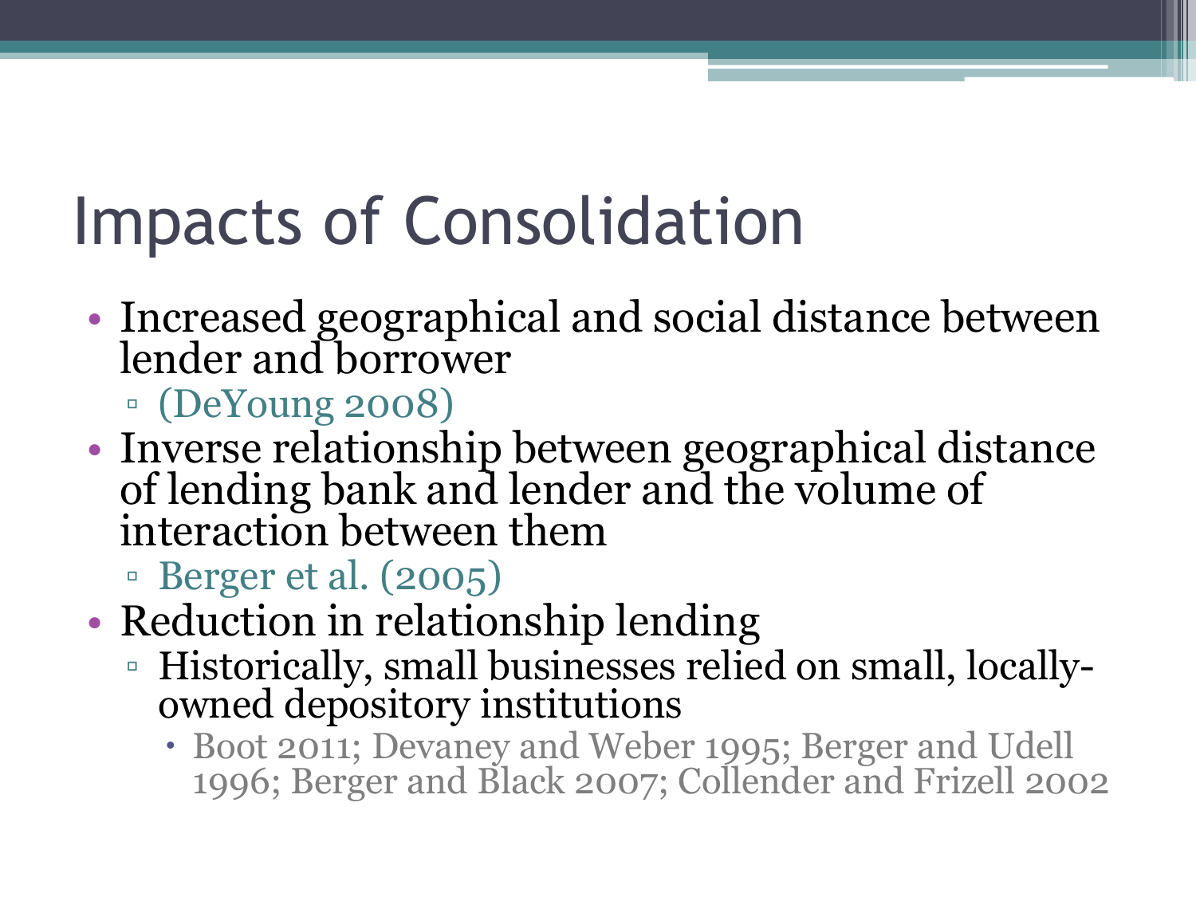# Impacts of Consolidation

- Increased geographical and social distance between lender and borrower
  - (DeYoung 2008)
- Inverse relationship between geographical distance of lending bank and lender and the volume of interaction between them
  - Berger et al. (2005)
- Reduction in relationship lending
  - Historically, small businesses relied on small, locally-owned depository institutions
    - Boot 2011; Devaney and Weber 1995; Berger and Udell 1996; Berger and Black 2007; Collender and Frizell 2002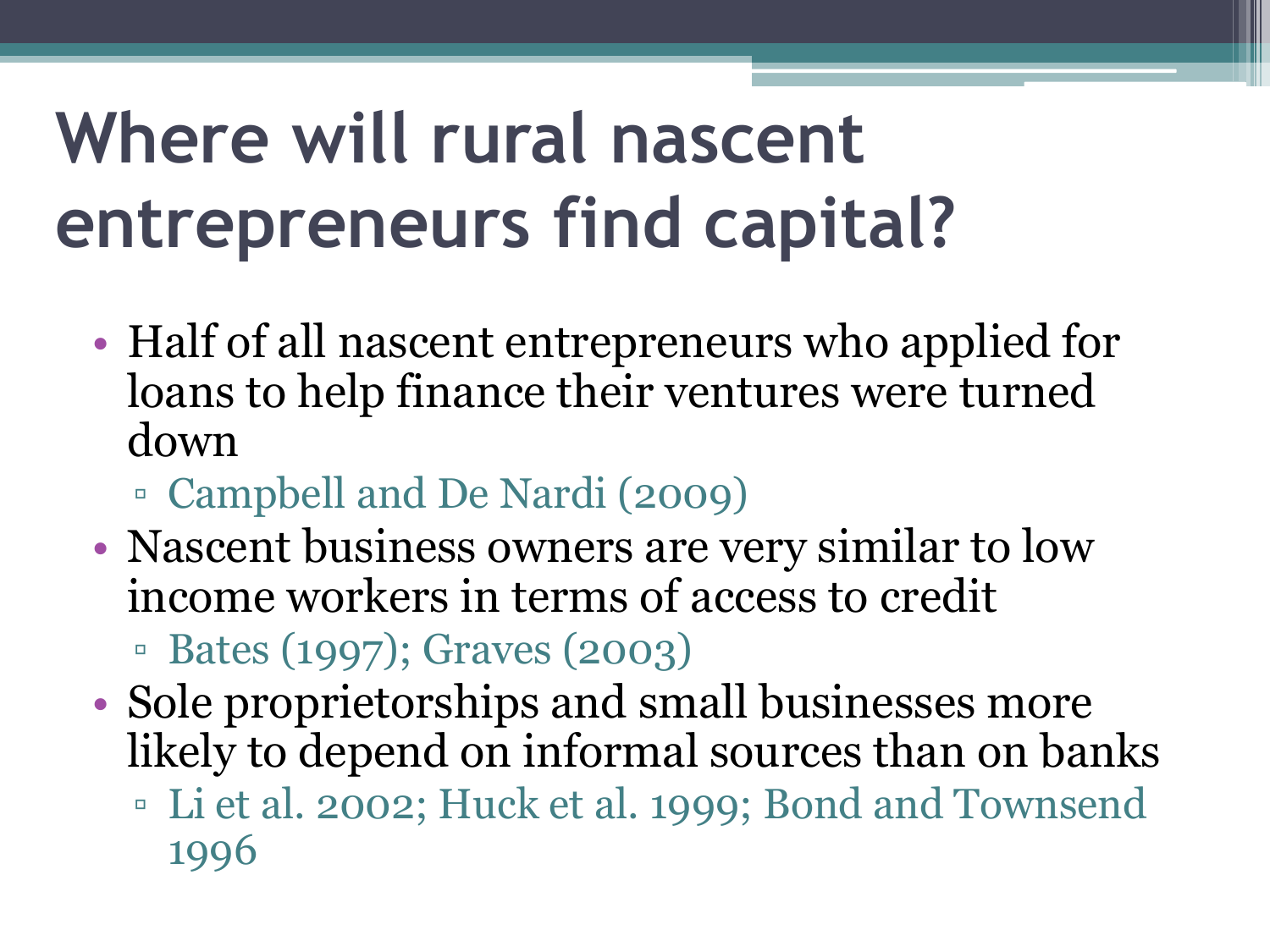# Where will rural nascent entrepreneurs find capital?

- Half of all nascent entrepreneurs who applied for loans to help finance their ventures were turned down
  - Campbell and De Nardi (2009)
- Nascent business owners are very similar to low income workers in terms of access to credit
  - Bates (1997); Graves (2003)
- Sole proprietorships and small businesses more likely to depend on informal sources than on banks
  - Li et al. 2002; Huck et al. 1999; Bond and Townsend 1996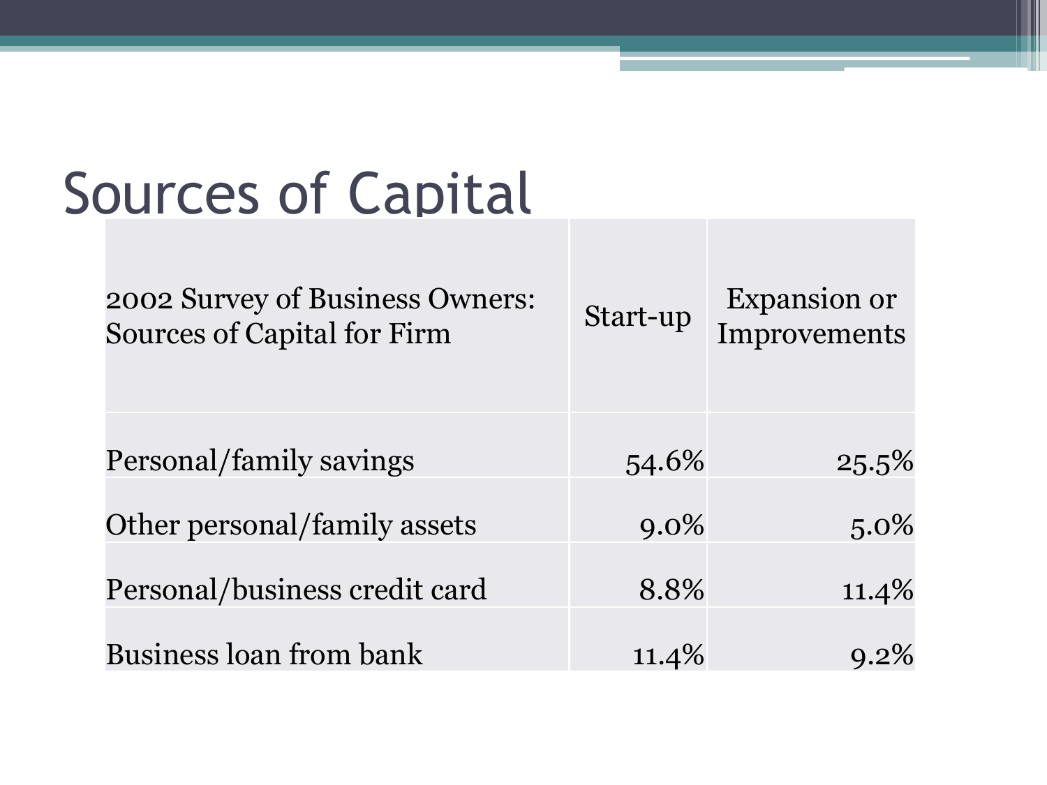# Sources of Capital

| 2002 Survey of Business Owners: Sources of Capital for Firm | Start-up | Expansion or Improvements |
|---|---|---|
| Personal/family savings | 54.6% | 25.5% |
| Other personal/family assets | 9.0% | 5.0% |
| Personal/business credit card | 8.8% | 11.4% |
| Business loan from bank | 11.4% | 9.2% |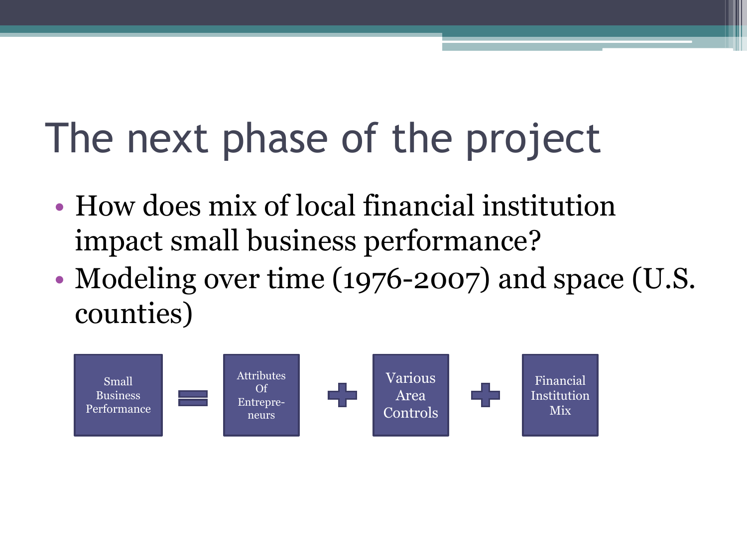# The next phase of the project

- How does mix of local financial institution impact small business performance?
- Modeling over time (1976-2007) and space (U.S. counties)

Small Business Performance = Attributes Of Entrepre-neurs + Various Area Controls + Financial Institution Mix